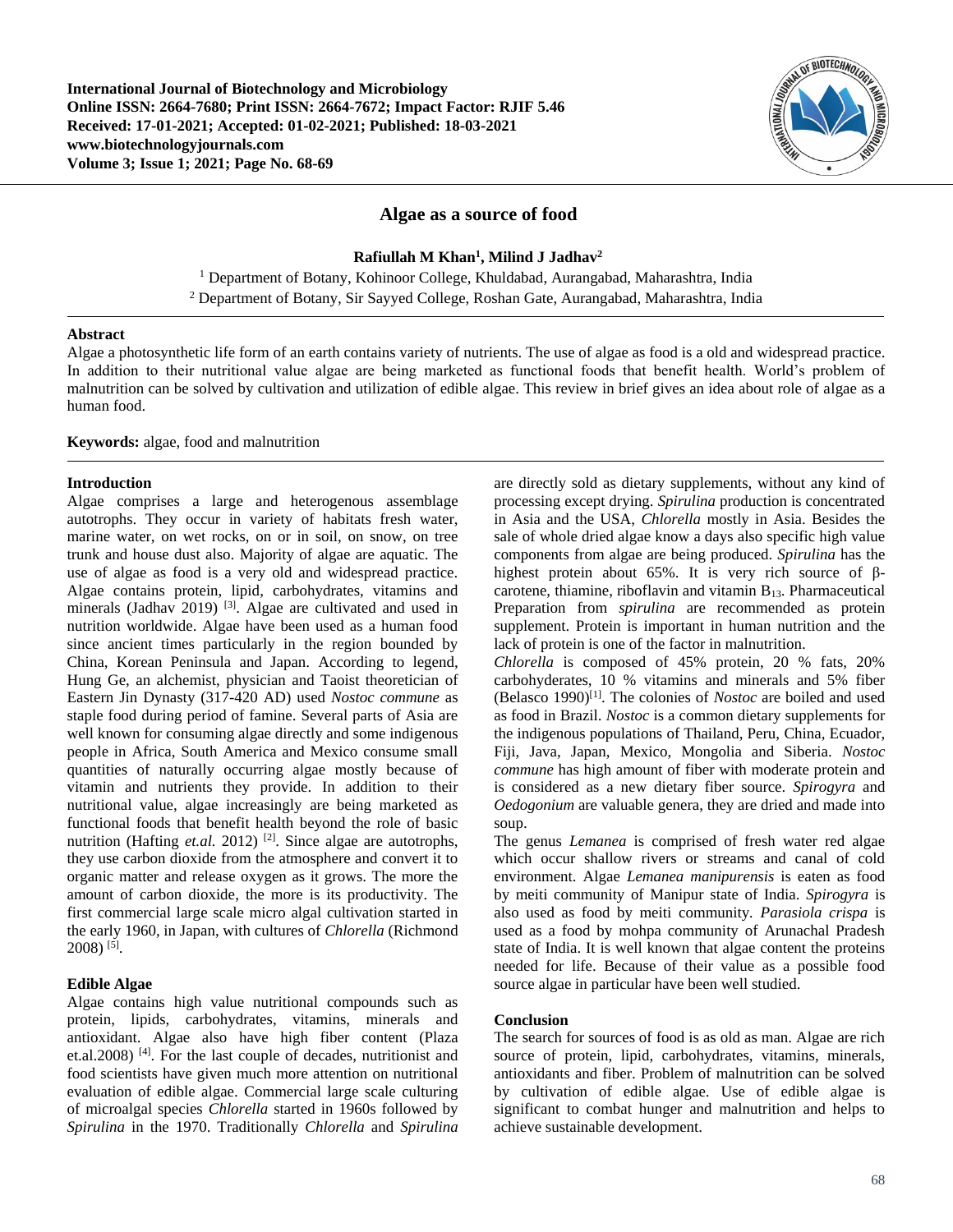# Algae as a source of food

**Rafiullah M Khan[1], Milind J Jadhav[2]**

[1] Department of Botany, Kohinoor College, Khuldabad, Aurangabad, Maharashtra, India
[2] Department of Botany, Sir Sayyed College, Roshan Gate, Aurangabad, Maharashtra, India

## Abstract

Algae a photosynthetic life form of an earth contains variety of nutrients. The use of algae as food is a old and widespread practice. In addition to their nutritional value algae are being marketed as functional foods that benefit health. World's problem of malnutrition can be solved by cultivation and utilization of edible algae. This review in brief gives an idea about role of algae as a human food.

**Keywords:** algae, food and malnutrition

## Introduction

Algae comprises a large and heterogenous assemblage autotrophs. They occur in variety of habitats fresh water, marine water, on wet rocks, on or in soil, on snow, on tree trunk and house dust also. Majority of algae are aquatic. The use of algae as food is a very old and widespread practice. Algae contains protein, lipid, carbohydrates, vitamins and minerals (Jadhav 2019) [3]. Algae are cultivated and used in nutrition worldwide. Algae have been used as a human food since ancient times particularly in the region bounded by China, Korean Peninsula and Japan. According to legend, Hung Ge, an alchemist, physician and Taoist theoretician of Eastern Jin Dynasty (317-420 AD) used *Nostoc commune* as staple food during period of famine. Several parts of Asia are well known for consuming algae directly and some indigenous people in Africa, South America and Mexico consume small quantities of naturally occurring algae mostly because of vitamin and nutrients they provide. In addition to their nutritional value, algae increasingly are being marketed as functional foods that benefit health beyond the role of basic nutrition (Hafting *et.al.* 2012) [2]. Since algae are autotrophs, they use carbon dioxide from the atmosphere and convert it to organic matter and release oxygen as it grows. The more the amount of carbon dioxide, the more is its productivity. The first commercial large scale micro algal cultivation started in the early 1960, in Japan, with cultures of *Chlorella* (Richmond 2008) [5].

## Edible Algae

Algae contains high value nutritional compounds such as protein, lipids, carbohydrates, vitamins, minerals and antioxidant. Algae also have high fiber content (Plaza et.al.2008) [4]. For the last couple of decades, nutritionist and food scientists have given much more attention on nutritional evaluation of edible algae. Commercial large scale culturing of microalgal species *Chlorella* started in 1960s followed by *Spirulina* in the 1970. Traditionally *Chlorella* and *Spirulina* are directly sold as dietary supplements, without any kind of processing except drying. *Spirulina* production is concentrated in Asia and the USA, *Chlorella* mostly in Asia. Besides the sale of whole dried algae know a days also specific high value components from algae are being produced. *Spirulina* has the highest protein about 65%. It is very rich source of β-carotene, thiamine, riboflavin and vitamin $B_{13}$. Pharmaceutical Preparation from *spirulina* are recommended as protein supplement. Protein is important in human nutrition and the lack of protein is one of the factor in malnutrition.

*Chlorella* is composed of 45% protein, 20 % fats, 20% carbohyderates, 10 % vitamins and minerals and 5% fiber (Belasco 1990)[1]. The colonies of *Nostoc* are boiled and used as food in Brazil. *Nostoc* is a common dietary supplements for the indigenous populations of Thailand, Peru, China, Ecuador, Fiji, Java, Japan, Mexico, Mongolia and Siberia. *Nostoc commune* has high amount of fiber with moderate protein and is considered as a new dietary fiber source. *Spirogyra* and *Oedogonium* are valuable genera, they are dried and made into soup.

The genus *Lemanea* is comprised of fresh water red algae which occur shallow rivers or streams and canal of cold environment. Algae *Lemanea manipurensis* is eaten as food by meiti community of Manipur state of India. *Spirogyra* is also used as food by meiti community. *Parasiola crispa* is used as a food by mohpa community of Arunachal Pradesh state of India. It is well known that algae content the proteins needed for life. Because of their value as a possible food source algae in particular have been well studied.

## Conclusion

The search for sources of food is as old as man. Algae are rich source of protein, lipid, carbohydrates, vitamins, minerals, antioxidants and fiber. Problem of malnutrition can be solved by cultivation of edible algae. Use of edible algae is significant to combat hunger and malnutrition and helps to achieve sustainable development.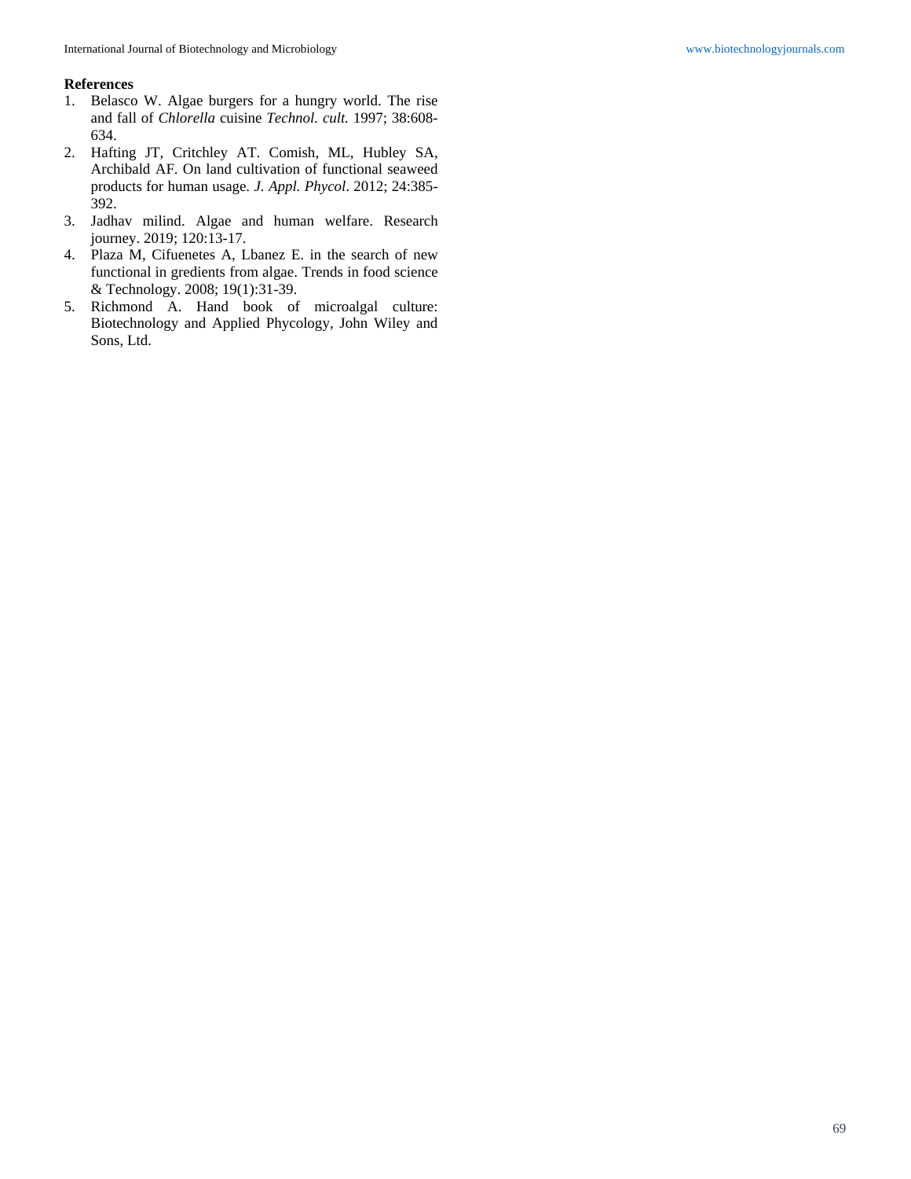## References

1. Belasco W. Algae burgers for a hungry world. The rise and fall of *Chlorella* cuisine *Technol. cult.* 1997; 38:608-634.
2. Hafting JT, Critchley AT. Comish, ML, Hubley SA, Archibald AF. On land cultivation of functional seaweed products for human usage. *J. Appl. Phycol*. 2012; 24:385-392.
3. Jadhav milind. Algae and human welfare. Research journey. 2019; 120:13-17.
4. Plaza M, Cifuenetes A, Lbanez E. in the search of new functional in gredients from algae. Trends in food science & Technology. 2008; 19(1):31-39.
5. Richmond A. Hand book of microalgal culture: Biotechnology and Applied Phycology, John Wiley and Sons, Ltd.